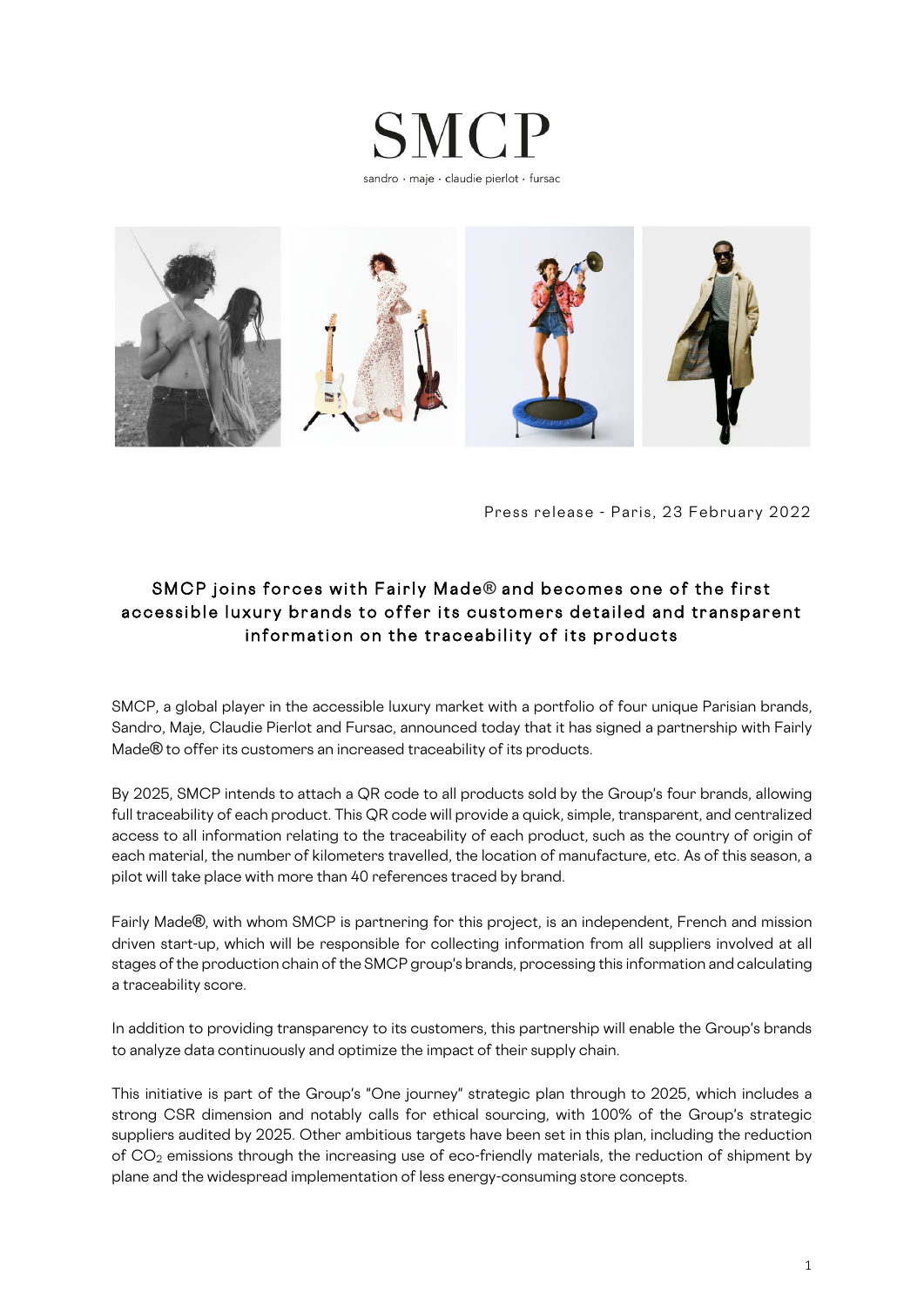# SMCP

sandro · maje · claudie pierlot · fursac

Press release - Paris, 23 February 2022

## SMCP joins forces with Fairly Made® and becomes one of the first accessible luxury brands to offer its customers detailed and transparent information on the traceability of its products

SMCP, a global player in the accessible luxury market with a portfolio of four unique Parisian brands, Sandro, Maje, Claudie Pierlot and Fursac, announced today that it has signed a partnership with Fairly Made® to offer its customers an increased traceability of its products.

By 2025, SMCP intends to attach a QR code to all products sold by the Group's four brands, allowing full traceability of each product. This QR code will provide a quick, simple, transparent, and centralized access to all information relating to the traceability of each product, such as the country of origin of each material, the number of kilometers travelled, the location of manufacture, etc. As of this season, a pilot will take place with more than 40 references traced by brand.

Fairly Made®, with whom SMCP is partnering for this project, is an independent, French and mission driven start-up, which will be responsible for collecting information from all suppliers involved at all stages of the production chain of the SMCP group's brands, processing this information and calculating a traceability score.

In addition to providing transparency to its customers, this partnership will enable the Group's brands to analyze data continuously and optimize the impact of their supply chain.

This initiative is part of the Group's "One journey" strategic plan through to 2025, which includes a strong CSR dimension and notably calls for ethical sourcing, with 100% of the Group's strategic suppliers audited by 2025. Other ambitious targets have been set in this plan, including the reduction of $CO_2$ emissions through the increasing use of eco-friendly materials, the reduction of shipment by plane and the widespread implementation of less energy-consuming store concepts.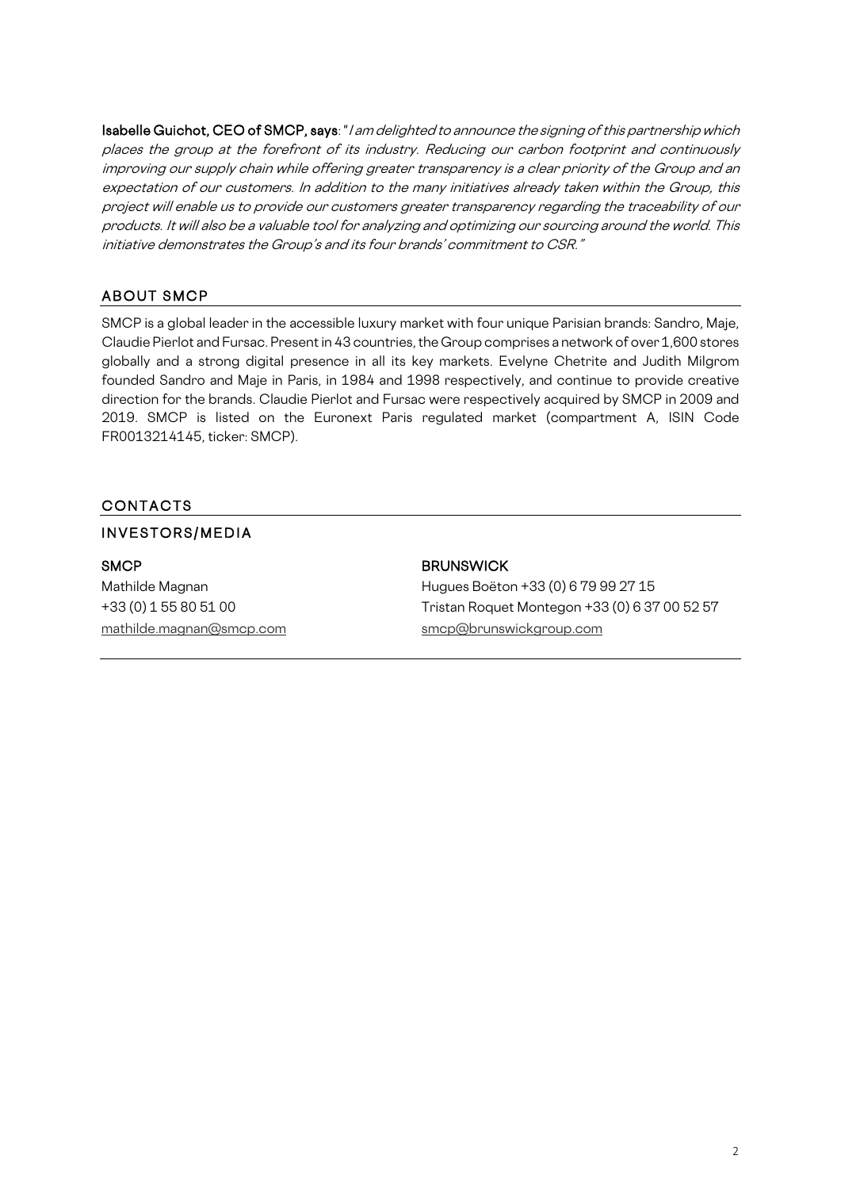**Isabelle Guichot, CEO of SMCP, says**: "*I am delighted to announce the signing of this partnership which places the group at the forefront of its industry. Reducing our carbon footprint and continuously improving our supply chain while offering greater transparency is a clear priority of the Group and an expectation of our customers. In addition to the many initiatives already taken within the Group, this project will enable us to provide our customers greater transparency regarding the traceability of our products. It will also be a valuable tool for analyzing and optimizing our sourcing around the world. This initiative demonstrates the Group's and its four brands' commitment to CSR.*"

## ABOUT SMCP

SMCP is a global leader in the accessible luxury market with four unique Parisian brands: Sandro, Maje, Claudie Pierlot and Fursac. Present in 43 countries, the Group comprises a network of over 1,600 stores globally and a strong digital presence in all its key markets. Evelyne Chetrite and Judith Milgrom founded Sandro and Maje in Paris, in 1984 and 1998 respectively, and continue to provide creative direction for the brands. Claudie Pierlot and Fursac were respectively acquired by SMCP in 2009 and 2019. SMCP is listed on the Euronext Paris regulated market (compartment A, ISIN Code FR0013214145, ticker: SMCP).

## CONTACTS

### INVESTORS/MEDIA

**SMCP**
Mathilde Magnan
+33 (0) 1 55 80 51 00
mathilde.magnan@smcp.com

**BRUNSWICK**
Hugues Boëton +33 (0) 6 79 99 27 15
Tristan Roquet Montegon +33 (0) 6 37 00 52 57
smcp@brunswickgroup.com